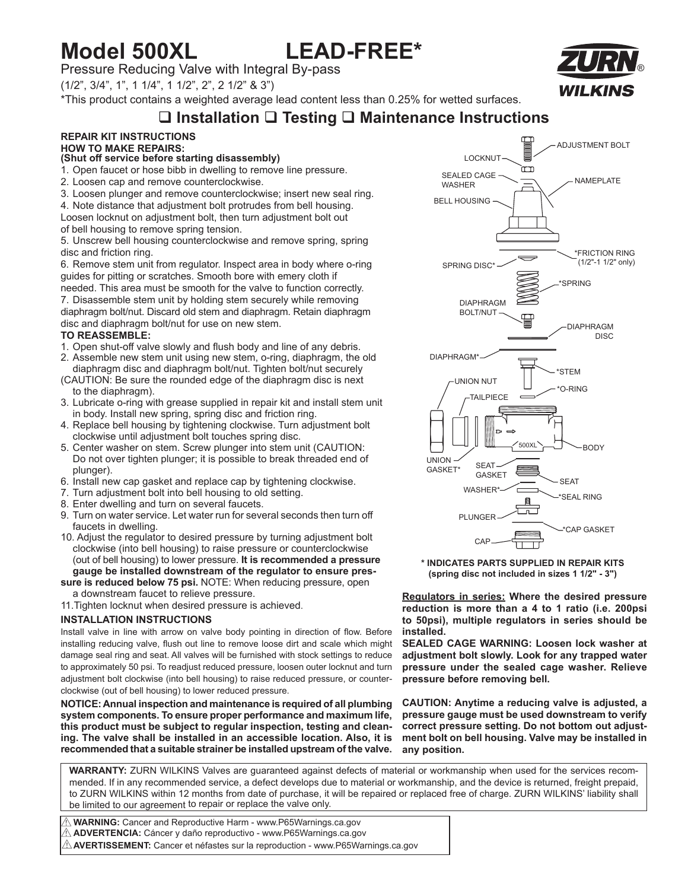# Model 500XL LEAD-FREE*

Pressure Reducing Valve with Integral By-pass

(1/2", 3/4", 1", 1 1/4", 1 1/2", 2", 2 1/2" & 3")

*This product contains a weighted average lead content less than 0.25% for wetted surfaces.

ZURN® WILKINS

## ❑ Installation ❑ Testing ❑ Maintenance Instructions

### REPAIR KIT INSTRUCTIONS

**HOW TO MAKE REPAIRS:**

**(Shut off service before starting disassembly)**

1. Open faucet or hose bibb in dwelling to remove line pressure.
2. Loosen cap and remove counterclockwise.
3. Loosen plunger and remove counterclockwise; insert new seal ring.
4. Note distance that adjustment bolt protrudes from bell housing. Loosen locknut on adjustment bolt, then turn adjustment bolt out of bell housing to remove spring tension.
5. Unscrew bell housing counterclockwise and remove spring, spring disc and friction ring.
6. Remove stem unit from regulator. Inspect area in body where o-ring guides for pitting or scratches. Smooth bore with emery cloth if needed. This area must be smooth for the valve to function correctly.
7. Disassemble stem unit by holding stem securely while removing diaphragm bolt/nut. Discard old stem and diaphragm. Retain diaphragm disc and diaphragm bolt/nut for use on new stem.

**TO REASSEMBLE:**

1. Open shut-off valve slowly and flush body and line of any debris.
2. Assemble new stem unit using new stem, o-ring, diaphragm, the old diaphragm disc and diaphragm bolt/nut. Tighten bolt/nut securely (CAUTION: Be sure the rounded edge of the diaphragm disc is next to the diaphragm).
3. Lubricate o-ring with grease supplied in repair kit and install stem unit in body. Install new spring, spring disc and friction ring.
4. Replace bell housing by tightening clockwise. Turn adjustment bolt clockwise until adjustment bolt touches spring disc.
5. Center washer on stem. Screw plunger into stem unit (CAUTION: Do not over tighten plunger; it is possible to break threaded end of plunger).
6. Install new cap gasket and replace cap by tightening clockwise.
7. Turn adjustment bolt into bell housing to old setting.
8. Enter dwelling and turn on several faucets.
9. Turn on water service. Let water run for several seconds then turn off faucets in dwelling.
10. Adjust the regulator to desired pressure by turning adjustment bolt clockwise (into bell housing) to raise pressure or counterclockwise (out of bell housing) to lower pressure. **It is recommended a pressure gauge be installed downstream of the regulator to ensure pressure is reduced below 75 psi.** NOTE: When reducing pressure, open a downstream faucet to relieve pressure.
11. Tighten locknut when desired pressure is achieved.

### INSTALLATION INSTRUCTIONS

Install valve in line with arrow on valve body pointing in direction of flow. Before installing reducing valve, flush out line to remove loose dirt and scale which might damage seal ring and seat. All valves will be furnished with stock settings to reduce to approximately 50 psi. To readjust reduced pressure, loosen outer locknut and turn adjustment bolt clockwise (into bell housing) to raise reduced pressure, or counterclockwise (out of bell housing) to lower reduced pressure.

**NOTICE: Annual inspection and maintenance is required of all plumbing system components. To ensure proper performance and maximum life, this product must be subject to regular inspection, testing and cleaning. The valve shall be installed in an accessible location. Also, it is recommended that a suitable strainer be installed upstream of the valve.**

ADJUSTMENT BOLT
LOCKNUT
SEALED CAGE WASHER
NAMEPLATE
BELL HOUSING
*FRICTION RING (1/2"-1 1/2" only)
SPRING DISC*
*SPRING
DIAPHRAGM BOLT/NUT
DIAPHRAGM DISC
DIAPHRAGM*
*STEM
UNION NUT
*O-RING
TAILPIECE
500XL
BODY
UNION GASKET*
SEAT GASKET
SEAT
WASHER*
*SEAL RING
PLUNGER
*CAP GASKET
CAP

**\* INDICATES PARTS SUPPLIED IN REPAIR KITS (spring disc not included in sizes 1 1/2" - 3")**

**Regulators in series: Where the desired pressure reduction is more than a 4 to 1 ratio (i.e. 200psi to 50psi), multiple regulators in series should be installed.**

**SEALED CAGE WARNING: Loosen lock washer at adjustment bolt slowly. Look for any trapped water pressure under the sealed cage washer. Relieve pressure before removing bell.**

**CAUTION: Anytime a reducing valve is adjusted, a pressure gauge must be used downstream to verify correct pressure setting. Do not bottom out adjustment bolt on bell housing. Valve may be installed in any position.**

**WARRANTY:** ZURN WILKINS Valves are guaranteed against defects of material or workmanship when used for the services recommended. If in any recommended service, a defect develops due to material or workmanship, and the device is returned, freight prepaid, to ZURN WILKINS within 12 months from date of purchase, it will be repaired or replaced free of charge. ZURN WILKINS' liability shall be limited to our agreement to repair or replace the valve only.

⚠ **WARNING:** Cancer and Reproductive Harm - www.P65Warnings.ca.gov
⚠ **ADVERTENCIA:** Cáncer y daño reproductivo - www.P65Warnings.ca.gov
⚠ **AVERTISSEMENT:** Cancer et néfastes sur la reproduction - www.P65Warnings.ca.gov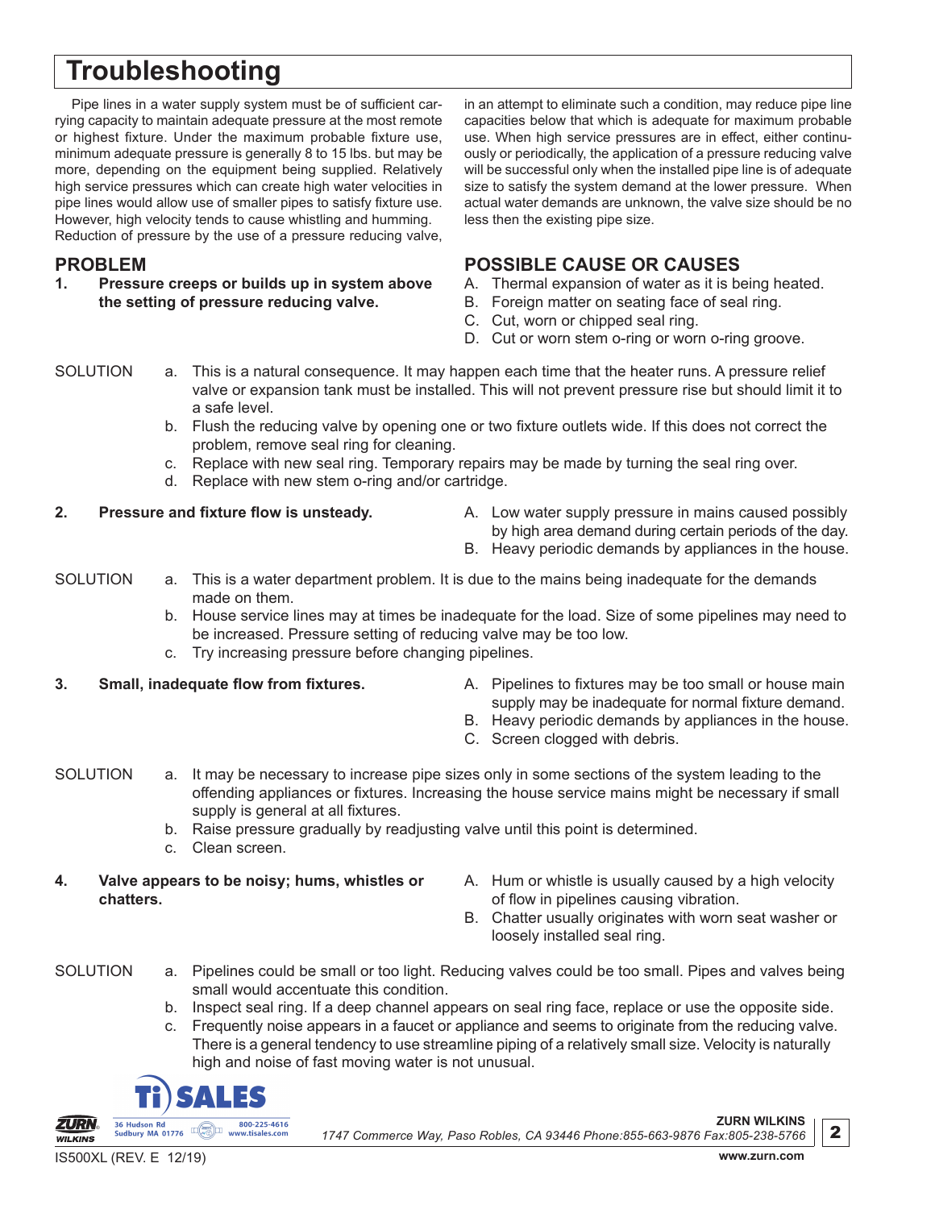# Troubleshooting

Pipe lines in a water supply system must be of sufficient carrying capacity to maintain adequate pressure at the most remote or highest fixture. Under the maximum probable fixture use, minimum adequate pressure is generally 8 to 15 lbs. but may be more, depending on the equipment being supplied. Relatively high service pressures which can create high water velocities in pipe lines would allow use of smaller pipes to satisfy fixture use. However, high velocity tends to cause whistling and humming. Reduction of pressure by the use of a pressure reducing valve, in an attempt to eliminate such a condition, may reduce pipe line capacities below that which is adequate for maximum probable use. When high service pressures are in effect, either continuously or periodically, the application of a pressure reducing valve will be successful only when the installed pipe line is of adequate size to satisfy the system demand at the lower pressure. When actual water demands are unknown, the valve size should be no less then the existing pipe size.

## PROBLEM

**1. Pressure creeps or builds up in system above the setting of pressure reducing valve.**

## POSSIBLE CAUSE OR CAUSES

A. Thermal expansion of water as it is being heated.
B. Foreign matter on seating face of seal ring.
C. Cut, worn or chipped seal ring.
D. Cut or worn stem o-ring or worn o-ring groove.

SOLUTION

a. This is a natural consequence. It may happen each time that the heater runs. A pressure relief valve or expansion tank must be installed. This will not prevent pressure rise but should limit it to a safe level.
b. Flush the reducing valve by opening one or two fixture outlets wide. If this does not correct the problem, remove seal ring for cleaning.
c. Replace with new seal ring. Temporary repairs may be made by turning the seal ring over.
d. Replace with new stem o-ring and/or cartridge.

**2. Pressure and fixture flow is unsteady.**

A. Low water supply pressure in mains caused possibly by high area demand during certain periods of the day.
B. Heavy periodic demands by appliances in the house.

SOLUTION

a. This is a water department problem. It is due to the mains being inadequate for the demands made on them.
b. House service lines may at times be inadequate for the load. Size of some pipelines may need to be increased. Pressure setting of reducing valve may be too low.
c. Try increasing pressure before changing pipelines.

**3. Small, inadequate flow from fixtures.**

A. Pipelines to fixtures may be too small or house main supply may be inadequate for normal fixture demand.
B. Heavy periodic demands by appliances in the house.
C. Screen clogged with debris.

SOLUTION

a. It may be necessary to increase pipe sizes only in some sections of the system leading to the offending appliances or fixtures. Increasing the house service mains might be necessary if small supply is general at all fixtures.
b. Raise pressure gradually by readjusting valve until this point is determined.
c. Clean screen.

**4. Valve appears to be noisy; hums, whistles or chatters.**

A. Hum or whistle is usually caused by a high velocity of flow in pipelines causing vibration.
B. Chatter usually originates with worn seat washer or loosely installed seal ring.

SOLUTION

a. Pipelines could be small or too light. Reducing valves could be too small. Pipes and valves being small would accentuate this condition.
b. Inspect seal ring. If a deep channel appears on seal ring face, replace or use the opposite side.
c. Frequently noise appears in a faucet or appliance and seems to originate from the reducing valve. There is a general tendency to use streamline piping of a relatively small size. Velocity is naturally high and noise of fast moving water is not unusual.

Ti SALES
36 Hudson Rd Sudbury MA 01776 800-225-4616 www.tisales.com

ZURN WILKINS
1747 Commerce Way, Paso Robles, CA 93446 Phone:855-663-9876 Fax:805-238-5766
www.zurn.com

IS500XL (REV. E 12/19)